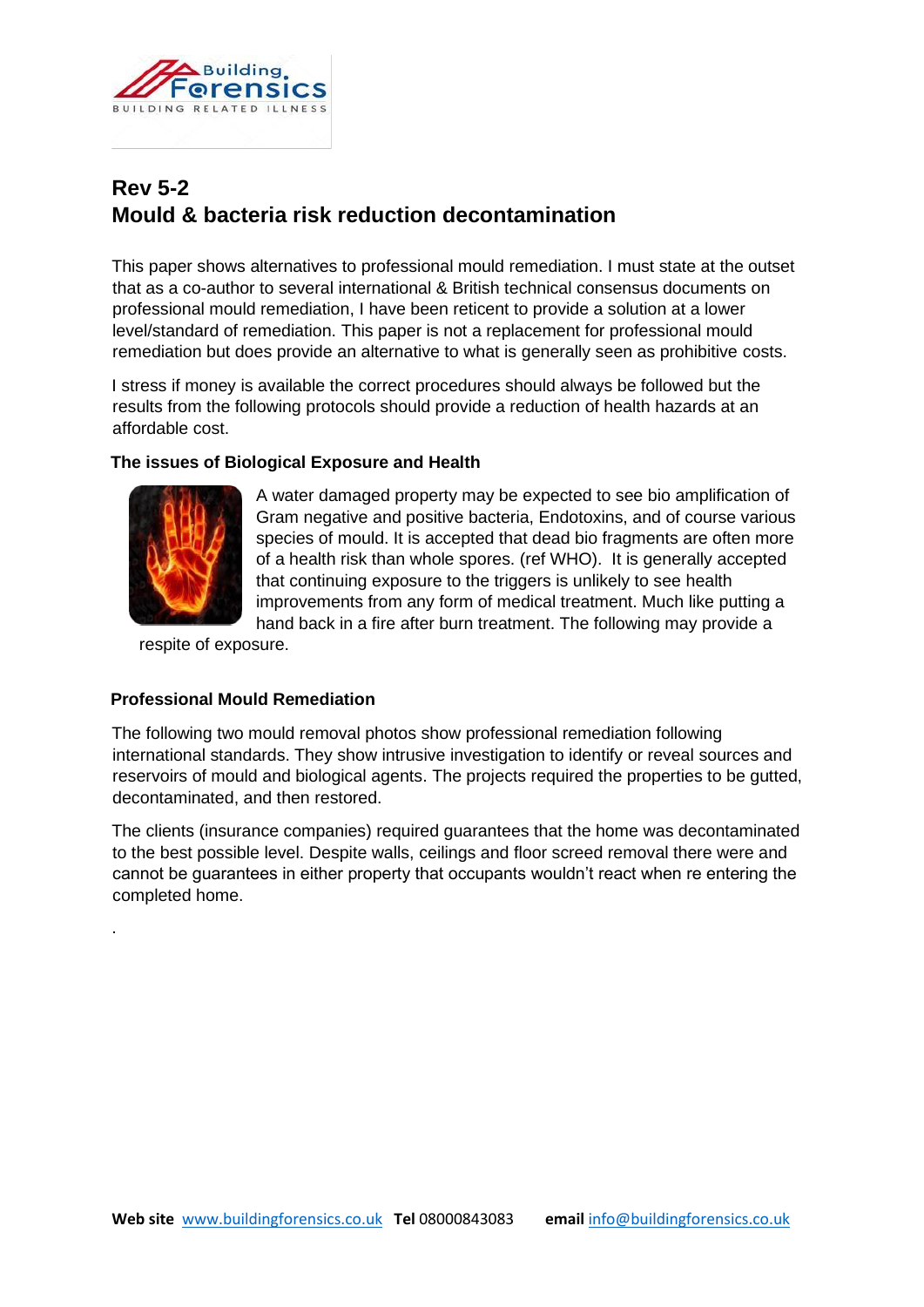# Rev 5-2
# Mould & bacteria risk reduction decontamination

This paper shows alternatives to professional mould remediation. I must state at the outset that as a co-author to several international & British technical consensus documents on professional mould remediation, I have been reticent to provide a solution at a lower level/standard of remediation. This paper is not a replacement for professional mould remediation but does provide an alternative to what is generally seen as prohibitive costs.

I stress if money is available the correct procedures should always be followed but the results from the following protocols should provide a reduction of health hazards at an affordable cost.

### The issues of Biological Exposure and Health

A water damaged property may be expected to see bio amplification of Gram negative and positive bacteria, Endotoxins, and of course various species of mould. It is accepted that dead bio fragments are often more of a health risk than whole spores. (ref WHO). It is generally accepted that continuing exposure to the triggers is unlikely to see health improvements from any form of medical treatment. Much like putting a hand back in a fire after burn treatment. The following may provide a respite of exposure.

### Professional Mould Remediation

The following two mould removal photos show professional remediation following international standards. They show intrusive investigation to identify or reveal sources and reservoirs of mould and biological agents. The projects required the properties to be gutted, decontaminated, and then restored.

The clients (insurance companies) required guarantees that the home was decontaminated to the best possible level. Despite walls, ceilings and floor screed removal there were and cannot be guarantees in either property that occupants wouldn't react when re entering the completed home.

.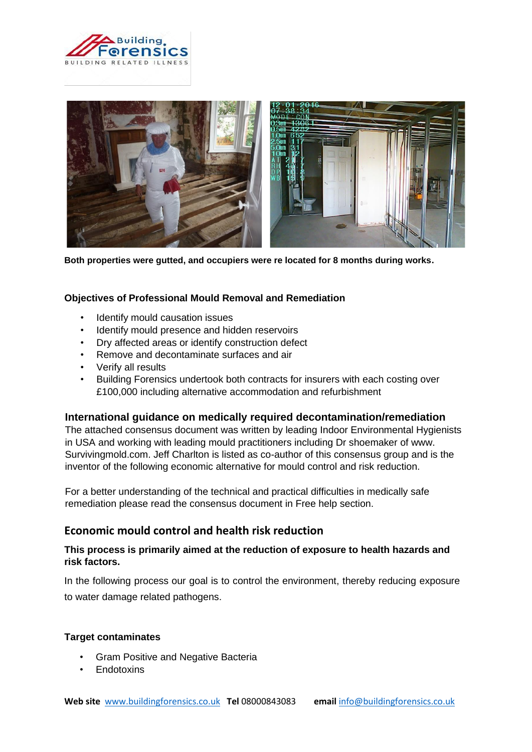Both properties were gutted, and occupiers were re located for 8 months during works.

### Objectives of Professional Mould Removal and Remediation

- Identify mould causation issues
- Identify mould presence and hidden reservoirs
- Dry affected areas or identify construction defect
- Remove and decontaminate surfaces and air
- Verify all results
- Building Forensics undertook both contracts for insurers with each costing over £100,000 including alternative accommodation and refurbishment

## International guidance on medically required decontamination/remediation

The attached consensus document was written by leading Indoor Environmental Hygienists in USA and working with leading mould practitioners including Dr shoemaker of www. Survivingmold.com. Jeff Charlton is listed as co-author of this consensus group and is the inventor of the following economic alternative for mould control and risk reduction.

For a better understanding of the technical and practical difficulties in medically safe remediation please read the consensus document in Free help section.

## Economic mould control and health risk reduction

**This process is primarily aimed at the reduction of exposure to health hazards and risk factors.**

In the following process our goal is to control the environment, thereby reducing exposure to water damage related pathogens.

### Target contaminates

- Gram Positive and Negative Bacteria
- Endotoxins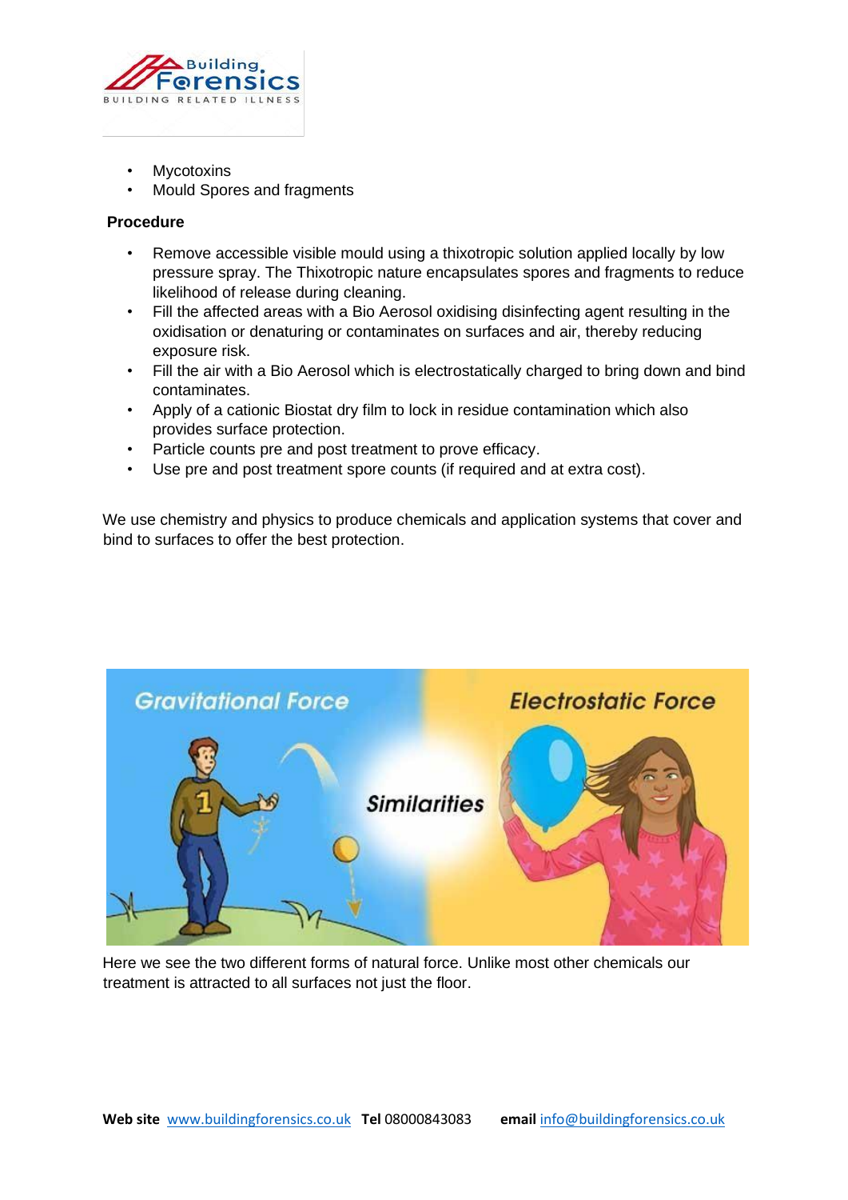- Mycotoxins
- Mould Spores and fragments

**Procedure**

- Remove accessible visible mould using a thixotropic solution applied locally by low pressure spray. The Thixotropic nature encapsulates spores and fragments to reduce likelihood of release during cleaning.
- Fill the affected areas with a Bio Aerosol oxidising disinfecting agent resulting in the oxidisation or denaturing or contaminates on surfaces and air, thereby reducing exposure risk.
- Fill the air with a Bio Aerosol which is electrostatically charged to bring down and bind contaminates.
- Apply of a cationic Biostat dry film to lock in residue contamination which also provides surface protection.
- Particle counts pre and post treatment to prove efficacy.
- Use pre and post treatment spore counts (if required and at extra cost).

We use chemistry and physics to produce chemicals and application systems that cover and bind to surfaces to offer the best protection.

Here we see the two different forms of natural force. Unlike most other chemicals our treatment is attracted to all surfaces not just the floor.

**Web site** www.buildingforensics.co.uk **Tel** 08000843083 **email** info@buildingforensics.co.uk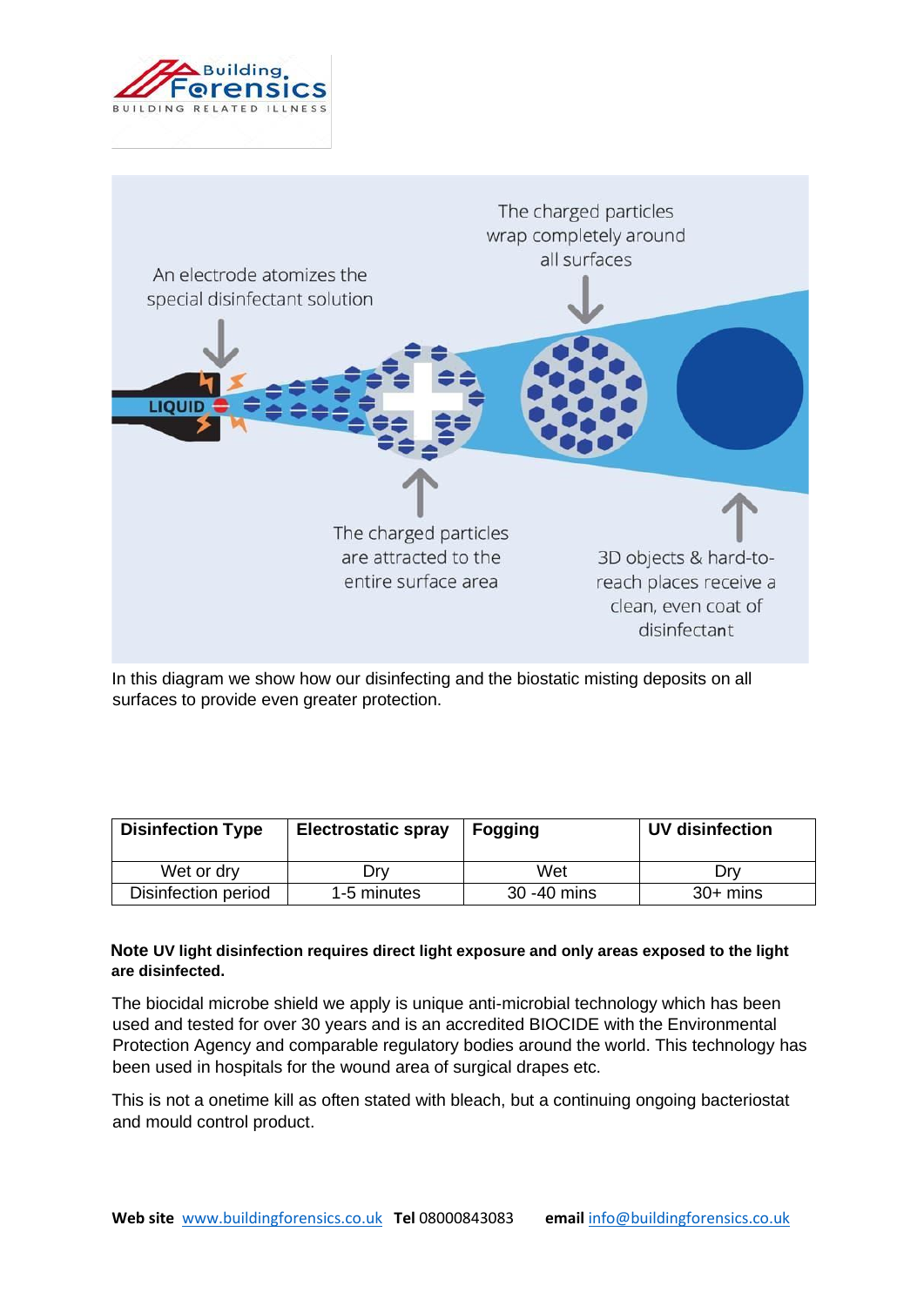An electrode atomizes the special disinfectant solution

LIQUID

The charged particles are attracted to the entire surface area

The charged particles wrap completely around all surfaces

3D objects & hard-to-reach places receive a clean, even coat of disinfectant

In this diagram we show how our disinfecting and the biostatic misting deposits on all surfaces to provide even greater protection.

| **Disinfection Type** | **Electrostatic spray** | **Fogging** | **UV disinfection** |
|---|---|---|---|
| Wet or dry | Dry | Wet | Dry |
| Disinfection period | 1-5 minutes | 30 -40 mins | 30+ mins |

**Note UV light disinfection requires direct light exposure and only areas exposed to the light are disinfected.**

The biocidal microbe shield we apply is unique anti-microbial technology which has been used and tested for over 30 years and is an accredited BIOCIDE with the Environmental Protection Agency and comparable regulatory bodies around the world. This technology has been used in hospitals for the wound area of surgical drapes etc.

This is not a onetime kill as often stated with bleach, but a continuing ongoing bacteriostat and mould control product.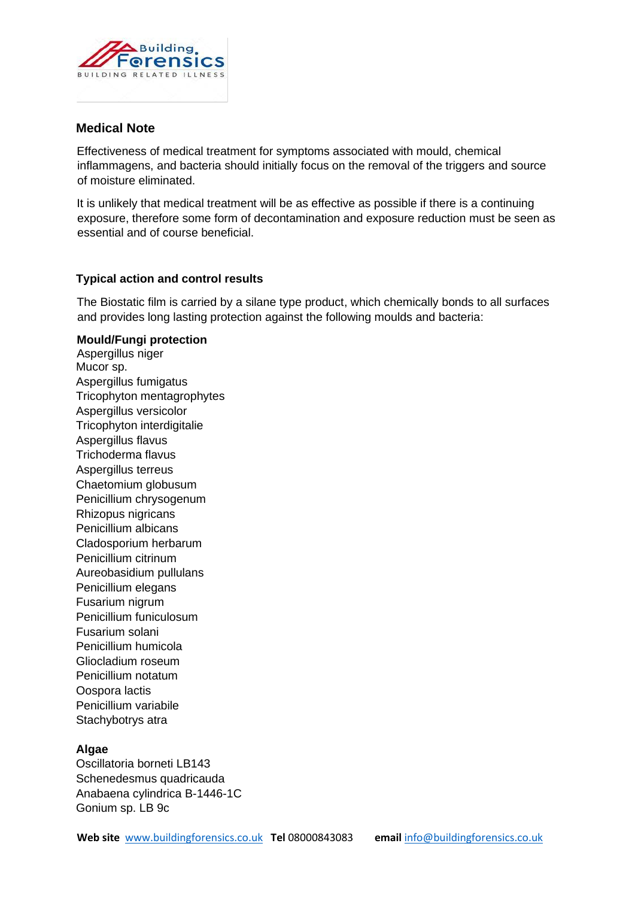## Medical Note

Effectiveness of medical treatment for symptoms associated with mould, chemical inflammagens, and bacteria should initially focus on the removal of the triggers and source of moisture eliminated.

It is unlikely that medical treatment will be as effective as possible if there is a continuing exposure, therefore some form of decontamination and exposure reduction must be seen as essential and of course beneficial.

### Typical action and control results

The Biostatic film is carried by a silane type product, which chemically bonds to all surfaces and provides long lasting protection against the following moulds and bacteria:

**Mould/Fungi protection**

Aspergillus niger
Mucor sp.
Aspergillus fumigatus
Tricophyton mentagrophytes
Aspergillus versicolor
Tricophyton interdigitalie
Aspergillus flavus
Trichoderma flavus
Aspergillus terreus
Chaetomium globusum
Penicillium chrysogenum
Rhizopus nigricans
Penicillium albicans
Cladosporium herbarum
Penicillium citrinum
Aureobasidium pullulans
Penicillium elegans
Fusarium nigrum
Penicillium funiculosum
Fusarium solani
Penicillium humicola
Gliocladium roseum
Penicillium notatum
Oospora lactis
Penicillium variabile
Stachybotrys atra

**Algae**

Oscillatoria borneti LB143
Schenedesmus quadricauda
Anabaena cylindrica B-1446-1C
Gonium sp. LB 9c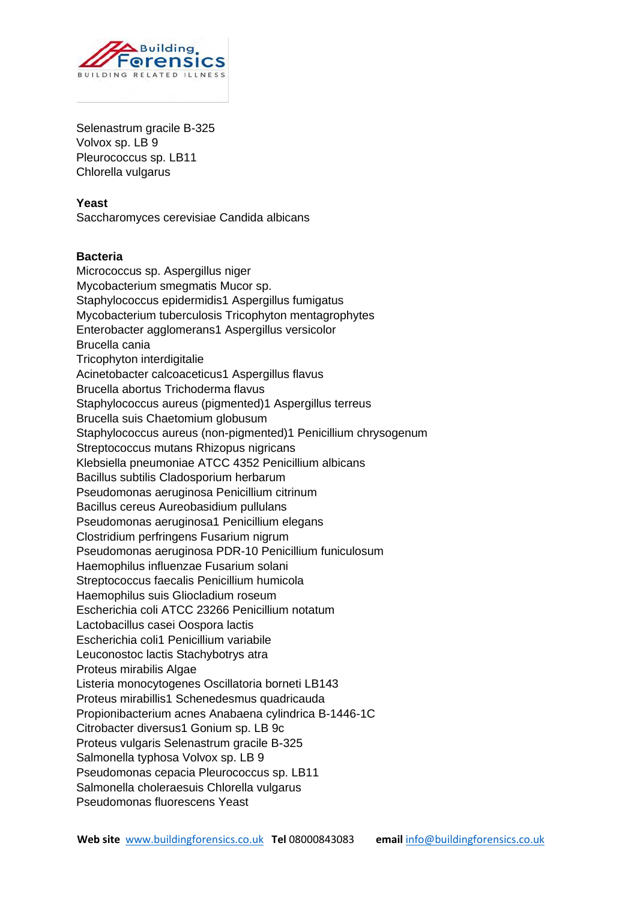Selenastrum gracile B-325
Volvox sp. LB 9
Pleurococcus sp. LB11
Chlorella vulgarus

**Yeast**
Saccharomyces cerevisiae Candida albicans

**Bacteria**
Micrococcus sp. Aspergillus niger
Mycobacterium smegmatis Mucor sp.
Staphylococcus epidermidis1 Aspergillus fumigatus
Mycobacterium tuberculosis Tricophyton mentagrophytes
Enterobacter agglomerans1 Aspergillus versicolor
Brucella cania
Tricophyton interdigitalie
Acinetobacter calcoaceticus1 Aspergillus flavus
Brucella abortus Trichoderma flavus
Staphylococcus aureus (pigmented)1 Aspergillus terreus
Brucella suis Chaetomium globusum
Staphylococcus aureus (non-pigmented)1 Penicillium chrysogenum
Streptococcus mutans Rhizopus nigricans
Klebsiella pneumoniae ATCC 4352 Penicillium albicans
Bacillus subtilis Cladosporium herbarum
Pseudomonas aeruginosa Penicillium citrinum
Bacillus cereus Aureobasidium pullulans
Pseudomonas aeruginosa1 Penicillium elegans
Clostridium perfringens Fusarium nigrum
Pseudomonas aeruginosa PDR-10 Penicillium funiculosum
Haemophilus influenzae Fusarium solani
Streptococcus faecalis Penicillium humicola
Haemophilus suis Gliocladium roseum
Escherichia coli ATCC 23266 Penicillium notatum
Lactobacillus casei Oospora lactis
Escherichia coli1 Penicillium variabile
Leuconostoc lactis Stachybotrys atra
Proteus mirabilis Algae
Listeria monocytogenes Oscillatoria borneti LB143
Proteus mirabillis1 Schenedesmus quadricauda
Propionibacterium acnes Anabaena cylindrica B-1446-1C
Citrobacter diversus1 Gonium sp. LB 9c
Proteus vulgaris Selenastrum gracile B-325
Salmonella typhosa Volvox sp. LB 9
Pseudomonas cepacia Pleurococcus sp. LB11
Salmonella choleraesuis Chlorella vulgarus
Pseudomonas fluorescens Yeast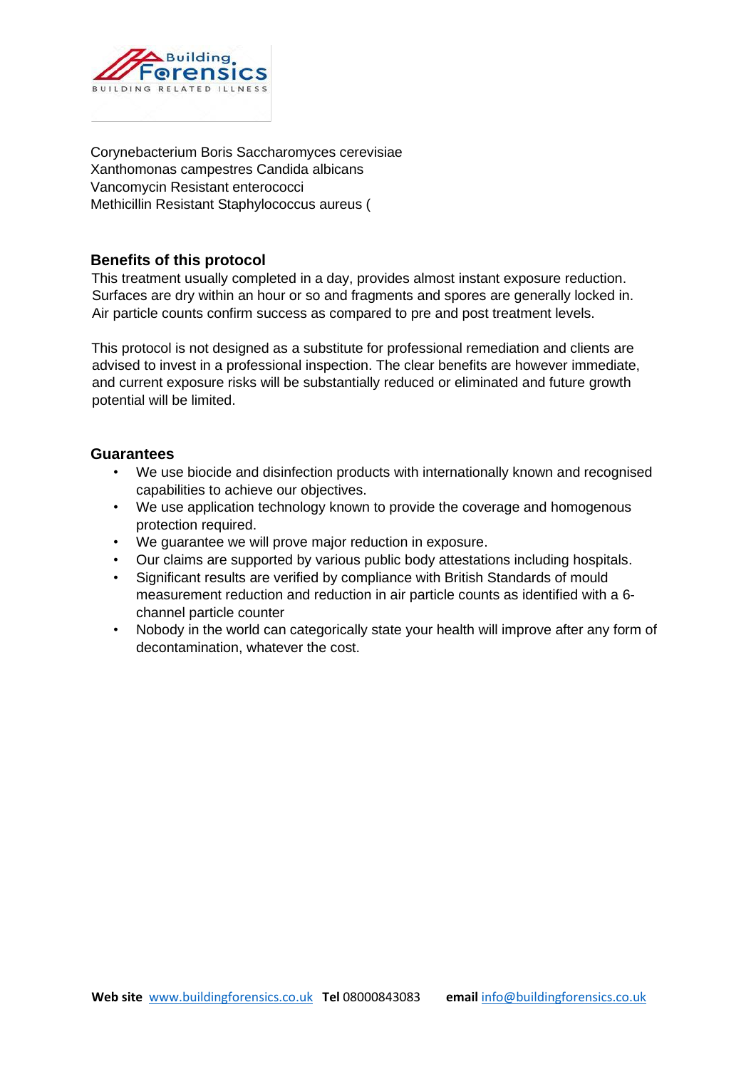Corynebacterium Boris Saccharomyces cerevisiae
Xanthomonas campestres Candida albicans
Vancomycin Resistant enterococci
Methicillin Resistant Staphylococcus aureus (

## Benefits of this protocol

This treatment usually completed in a day, provides almost instant exposure reduction. Surfaces are dry within an hour or so and fragments and spores are generally locked in. Air particle counts confirm success as compared to pre and post treatment levels.

This protocol is not designed as a substitute for professional remediation and clients are advised to invest in a professional inspection. The clear benefits are however immediate, and current exposure risks will be substantially reduced or eliminated and future growth potential will be limited.

## Guarantees

- We use biocide and disinfection products with internationally known and recognised capabilities to achieve our objectives.
- We use application technology known to provide the coverage and homogenous protection required.
- We guarantee we will prove major reduction in exposure.
- Our claims are supported by various public body attestations including hospitals.
- Significant results are verified by compliance with British Standards of mould measurement reduction and reduction in air particle counts as identified with a 6-channel particle counter
- Nobody in the world can categorically state your health will improve after any form of decontamination, whatever the cost.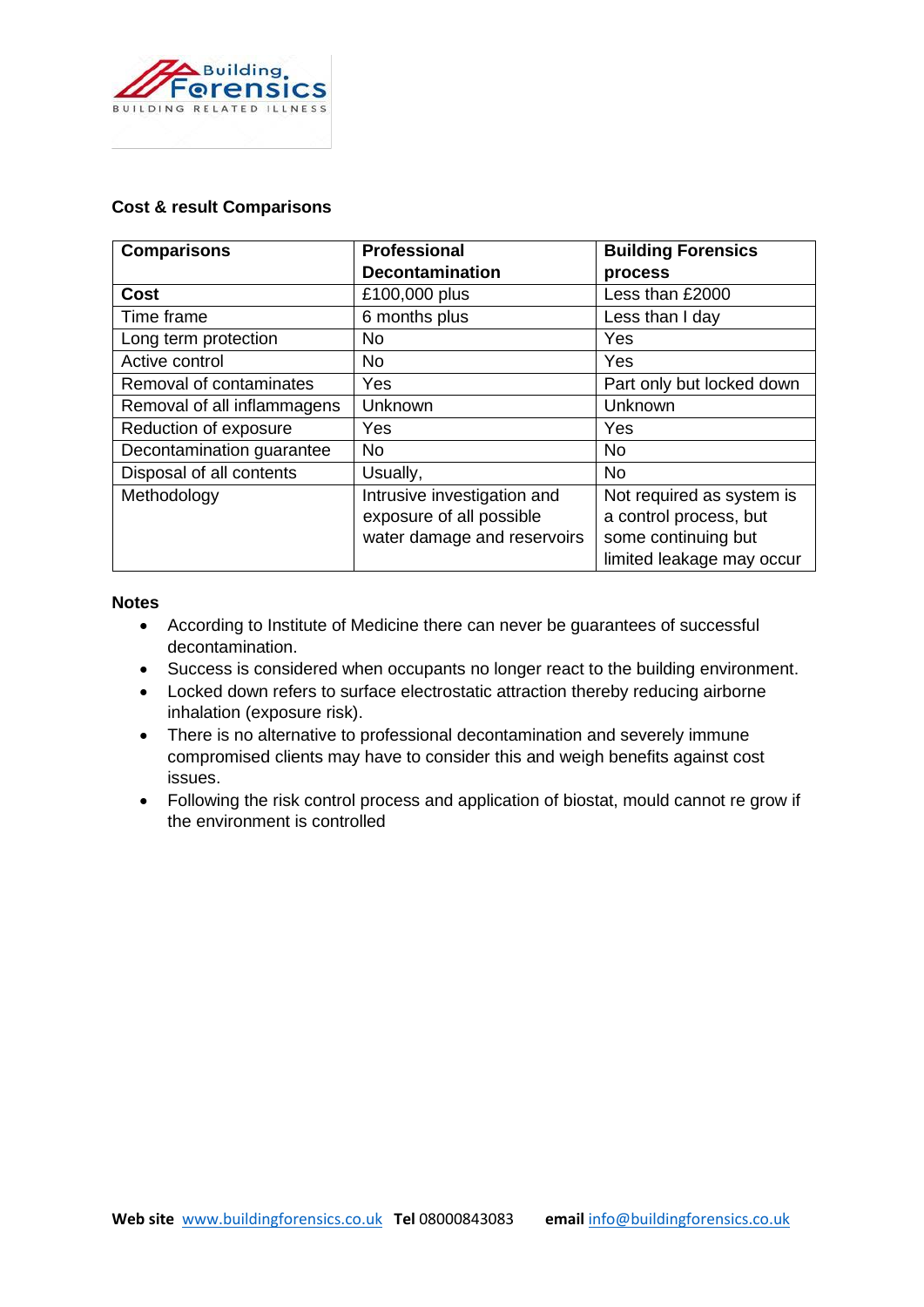**Cost & result Comparisons**

| Comparisons | Professional Decontamination | Building Forensics process |
|---|---|---|
| **Cost** | £100,000 plus | Less than £2000 |
| Time frame | 6 months plus | Less than I day |
| Long term protection | No | Yes |
| Active control | No | Yes |
| Removal of contaminates | Yes | Part only but locked down |
| Removal of all inflammagens | Unknown | Unknown |
| Reduction of exposure | Yes | Yes |
| Decontamination guarantee | No | No |
| Disposal of all contents | Usually, | No |
| Methodology | Intrusive investigation and exposure of all possible water damage and reservoirs | Not required as system is a control process, but some continuing but limited leakage may occur |

**Notes**

- According to Institute of Medicine there can never be guarantees of successful decontamination.
- Success is considered when occupants no longer react to the building environment.
- Locked down refers to surface electrostatic attraction thereby reducing airborne inhalation (exposure risk).
- There is no alternative to professional decontamination and severely immune compromised clients may have to consider this and weigh benefits against cost issues.
- Following the risk control process and application of biostat, mould cannot re grow if the environment is controlled

**Web site** www.buildingforensics.co.uk **Tel** 08000843083 **email** info@buildingforensics.co.uk